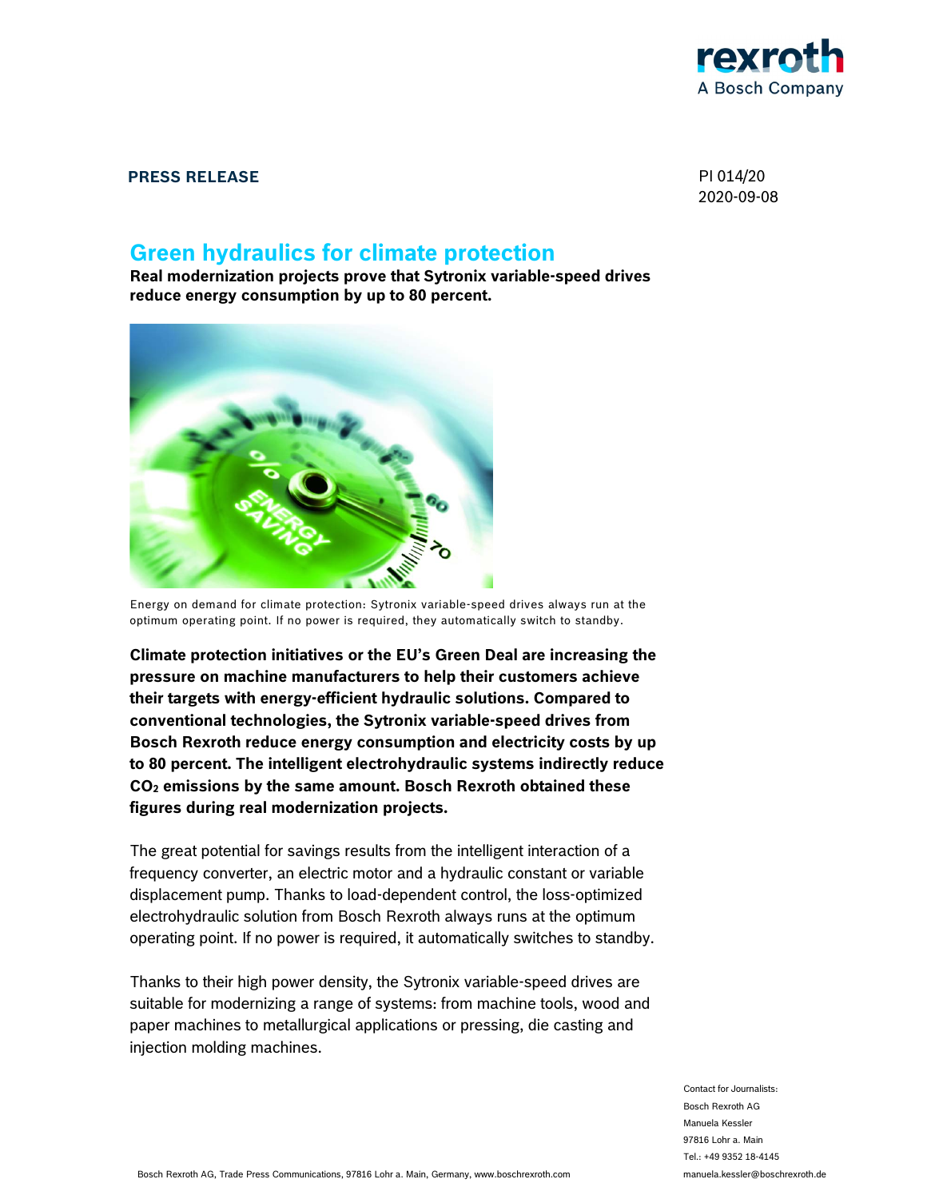**PRESS RELEASE**

PI 014/20
2020-09-08

# Green hydraulics for climate protection

**Real modernization projects prove that Sytronix variable-speed drives reduce energy consumption by up to 80 percent.**

Energy on demand for climate protection: Sytronix variable-speed drives always run at the optimum operating point. If no power is required, they automatically switch to standby.

**Climate protection initiatives or the EU's Green Deal are increasing the pressure on machine manufacturers to help their customers achieve their targets with energy-efficient hydraulic solutions. Compared to conventional technologies, the Sytronix variable-speed drives from Bosch Rexroth reduce energy consumption and electricity costs by up to 80 percent. The intelligent electrohydraulic systems indirectly reduce $CO_2$ emissions by the same amount. Bosch Rexroth obtained these figures during real modernization projects.**

The great potential for savings results from the intelligent interaction of a frequency converter, an electric motor and a hydraulic constant or variable displacement pump. Thanks to load-dependent control, the loss-optimized electrohydraulic solution from Bosch Rexroth always runs at the optimum operating point. If no power is required, it automatically switches to standby.

Thanks to their high power density, the Sytronix variable-speed drives are suitable for modernizing a range of systems: from machine tools, wood and paper machines to metallurgical applications or pressing, die casting and injection molding machines.

Contact for Journalists:
Bosch Rexroth AG
Manuela Kessler
97816 Lohr a. Main
Tel.: +49 9352 18-4145
manuela.kessler@boschrexroth.de

Bosch Rexroth AG, Trade Press Communications, 97816 Lohr a. Main, Germany, www.boschrexroth.com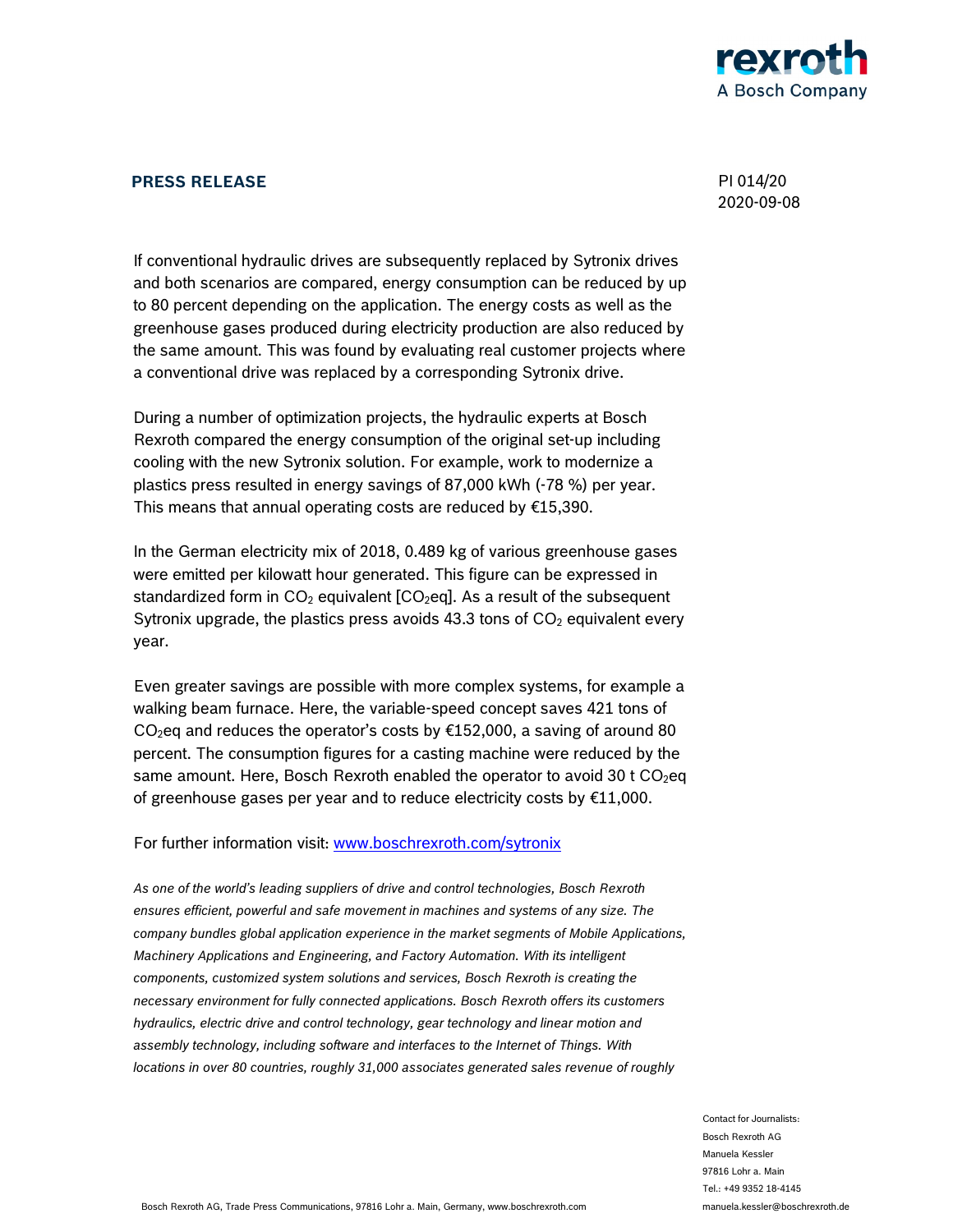**PRESS RELEASE**

PI 014/20
2020-09-08

If conventional hydraulic drives are subsequently replaced by Sytronix drives and both scenarios are compared, energy consumption can be reduced by up to 80 percent depending on the application. The energy costs as well as the greenhouse gases produced during electricity production are also reduced by the same amount. This was found by evaluating real customer projects where a conventional drive was replaced by a corresponding Sytronix drive.

During a number of optimization projects, the hydraulic experts at Bosch Rexroth compared the energy consumption of the original set-up including cooling with the new Sytronix solution. For example, work to modernize a plastics press resulted in energy savings of 87,000 kWh (-78 %) per year. This means that annual operating costs are reduced by €15,390.

In the German electricity mix of 2018, 0.489 kg of various greenhouse gases were emitted per kilowatt hour generated. This figure can be expressed in standardized form in $CO_2$ equivalent [$CO_2$eq]. As a result of the subsequent Sytronix upgrade, the plastics press avoids 43.3 tons of $CO_2$ equivalent every year.

Even greater savings are possible with more complex systems, for example a walking beam furnace. Here, the variable-speed concept saves 421 tons of $CO_2$eq and reduces the operator's costs by €152,000, a saving of around 80 percent. The consumption figures for a casting machine were reduced by the same amount. Here, Bosch Rexroth enabled the operator to avoid 30 t $CO_2$eq of greenhouse gases per year and to reduce electricity costs by €11,000.

For further information visit: [www.boschrexroth.com/sytronix](http://www.boschrexroth.com/sytronix)

*As one of the world's leading suppliers of drive and control technologies, Bosch Rexroth ensures efficient, powerful and safe movement in machines and systems of any size. The company bundles global application experience in the market segments of Mobile Applications, Machinery Applications and Engineering, and Factory Automation. With its intelligent components, customized system solutions and services, Bosch Rexroth is creating the necessary environment for fully connected applications. Bosch Rexroth offers its customers hydraulics, electric drive and control technology, gear technology and linear motion and assembly technology, including software and interfaces to the Internet of Things. With locations in over 80 countries, roughly 31,000 associates generated sales revenue of roughly*

Contact for Journalists:
Bosch Rexroth AG
Manuela Kessler
97816 Lohr a. Main
Tel.: +49 9352 18-4145
manuela.kessler@boschrexroth.de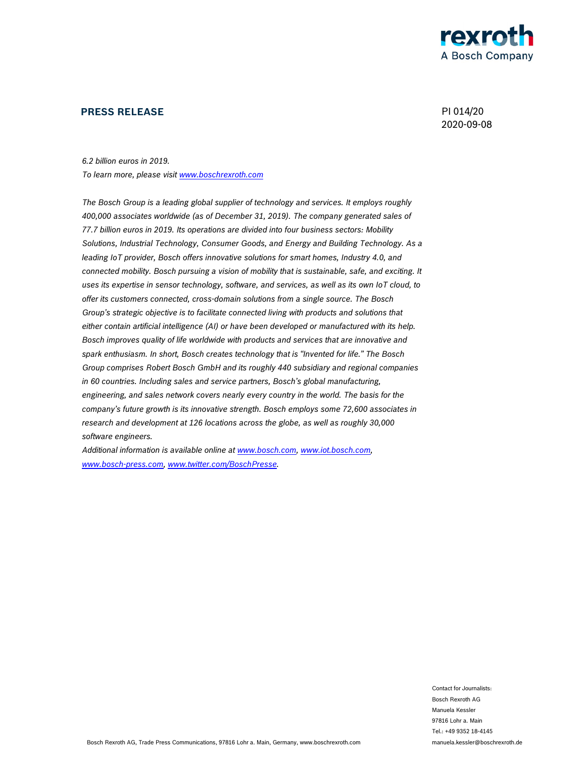*6.2 billion euros in 2019.*
*To learn more, please visit [www.boschrexroth.com](http://www.boschrexroth.com)*

*The Bosch Group is a leading global supplier of technology and services. It employs roughly 400,000 associates worldwide (as of December 31, 2019). The company generated sales of 77.7 billion euros in 2019. Its operations are divided into four business sectors: Mobility Solutions, Industrial Technology, Consumer Goods, and Energy and Building Technology. As a leading IoT provider, Bosch offers innovative solutions for smart homes, Industry 4.0, and connected mobility. Bosch pursuing a vision of mobility that is sustainable, safe, and exciting. It uses its expertise in sensor technology, software, and services, as well as its own IoT cloud, to offer its customers connected, cross-domain solutions from a single source. The Bosch Group's strategic objective is to facilitate connected living with products and solutions that either contain artificial intelligence (AI) or have been developed or manufactured with its help. Bosch improves quality of life worldwide with products and services that are innovative and spark enthusiasm. In short, Bosch creates technology that is "Invented for life." The Bosch Group comprises Robert Bosch GmbH and its roughly 440 subsidiary and regional companies in 60 countries. Including sales and service partners, Bosch's global manufacturing, engineering, and sales network covers nearly every country in the world. The basis for the company's future growth is its innovative strength. Bosch employs some 72,600 associates in research and development at 126 locations across the globe, as well as roughly 30,000 software engineers.*
*Additional information is available online at [www.bosch.com](http://www.bosch.com), [www.iot.bosch.com](http://www.iot.bosch.com), [www.bosch-press.com](http://www.bosch-press.com), [www.twitter.com/BoschPresse](http://www.twitter.com/BoschPresse).*

Contact for Journalists:
Bosch Rexroth AG
Manuela Kessler
97816 Lohr a. Main
Tel.: +49 9352 18-4145
manuela.kessler@boschrexroth.de